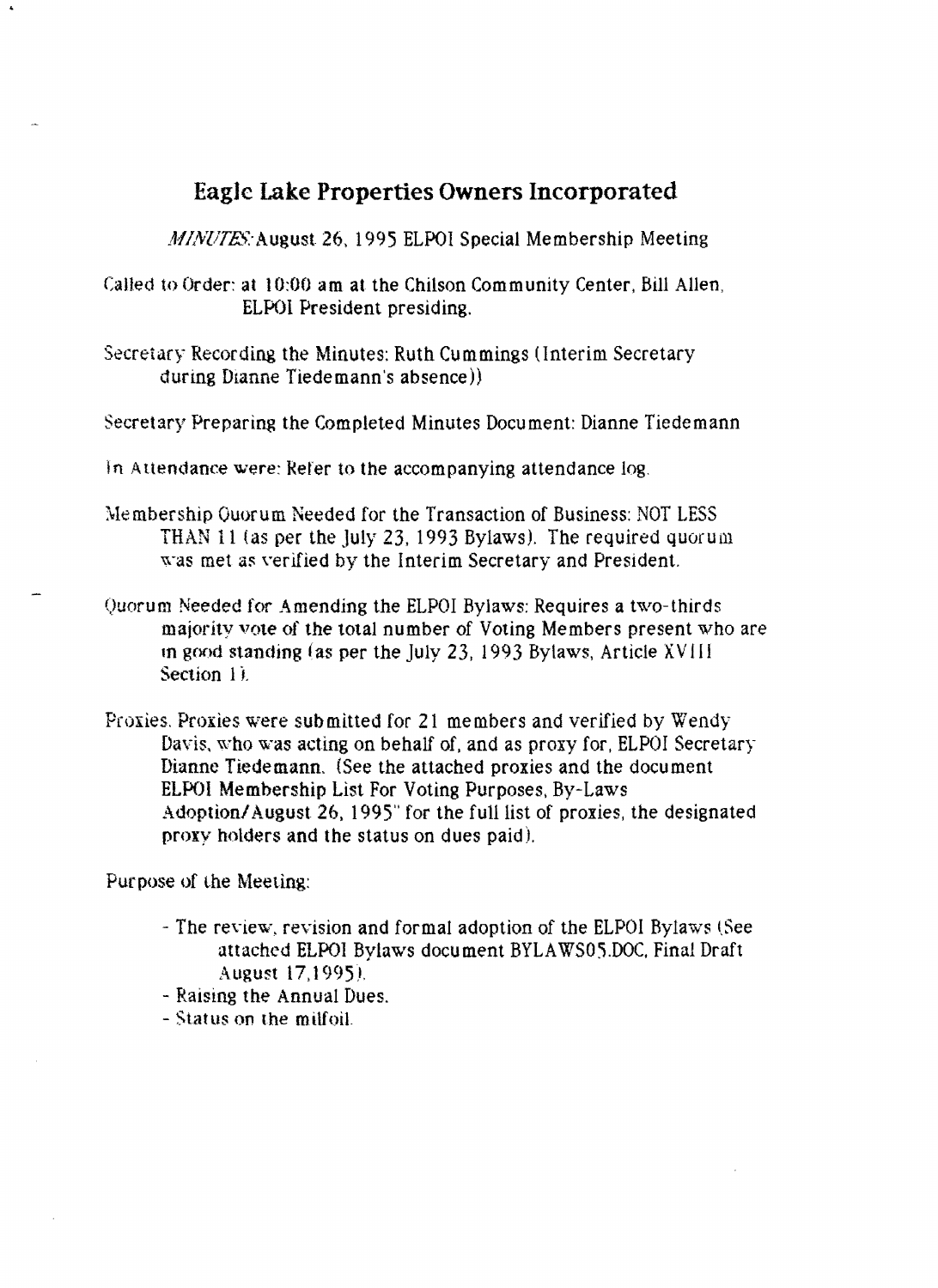# Eagle Lake Properties Owners Incorporated

*MINUTES:* August 26, 1995 ELPOI Special Membership Meeting

Called to Order: at 10:00 am at the Chilson Community Center, Bill Allen, ELPOI President presiding.

Secretary Recording the Minutes: Ruth Cummings (Interim Secretary during Dianne Tiedemann's absence))

Secretary Preparing the Completed Minutes Document: Dianne Tiedemann

In Attendance were: Refer to the accompanying attendance log.

Membership Quorum Needed for the Transaction of Business: NOT LESS THAN 11 (as per the July 23, 1993 Bylaws). The required quorum was met as verified by the Interim Secretary and President.

Quorum Needed for Amending the ELPOI Bylaws: Requires a two-thirds majority vote of the total number of Voting Members present who are in good standing (as per the July 23, 1993 Bylaws, Article XVIII Section 1).

Proxies. Proxies were submitted for 21 members and verified by Wendy Davis, who was acting on behalf of, and as proxy for, ELPOI Secretary Dianne Tiedemann. (See the attached proxies and the document ELPOI Membership List For Voting Purposes, By-Laws Adoption/August 26, 1995" for the full list of proxies, the designated proxy holders and the status on dues paid).

Purpose of the Meeting:

- The review, revision and formal adoption of the ELPOI Bylaws (See attached ELPOI Bylaws document BYLAWS05.DOC, Final Draft August 17,1995).
- Raising the Annual Dues.
- Status on the milfoil.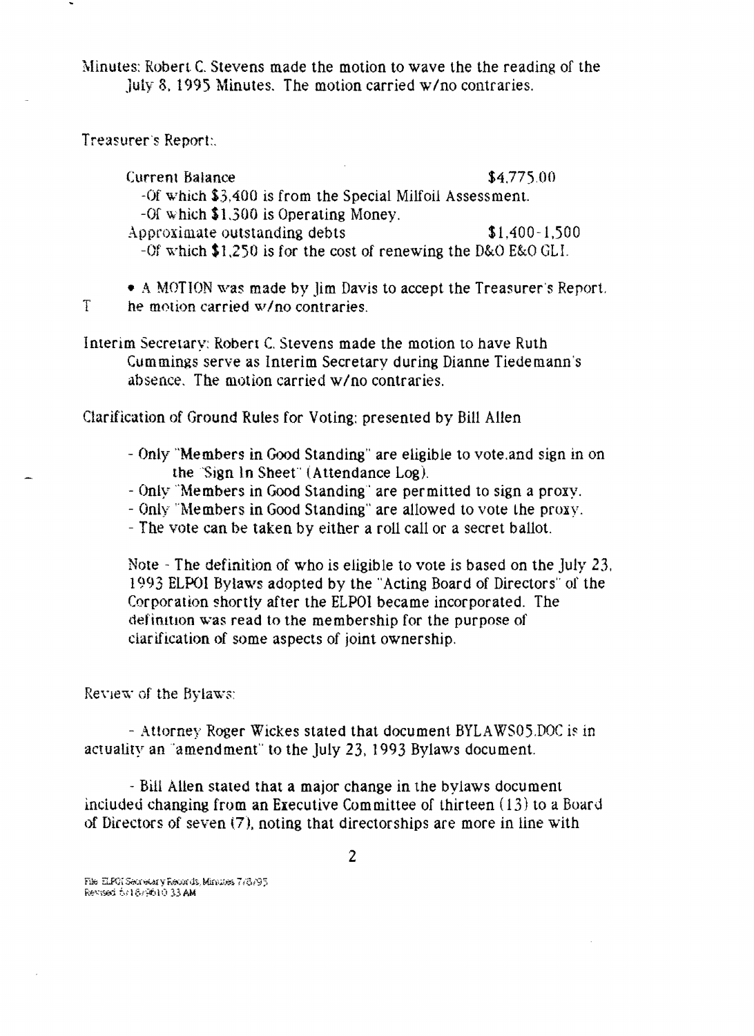Minutes: Robert C. Stevens made the motion to wave the the reading of the July 8, 1995 Minutes. The motion carried w/no contraries.

Treasurer's Report:.

| | |
|---|---|
| Current Balance | $4,775.00 |
| -Of which $3,400 is from the Special Milfoil Assessment. | |
| -Of which $1,300 is Operating Money. | |
| Approximate outstanding debts | $1,400-1,500 |
| -Of which $1,250 is for the cost of renewing the D&O E&O GLI. | |

- A MOTION was made by Jim Davis to accept the Treasurer's Report. The motion carried w/no contraries.

Interim Secretary: Robert C. Stevens made the motion to have Ruth Cummings serve as Interim Secretary during Dianne Tiedemann's absence. The motion carried w/no contraries.

Clarification of Ground Rules for Voting: presented by Bill Allen

- Only "Members in Good Standing" are eligible to vote.and sign in on the "Sign In Sheet" (Attendance Log).
- Only "Members in Good Standing" are permitted to sign a proxy.
- Only "Members in Good Standing" are allowed to vote the proxy.
- The vote can be taken by either a roll call or a secret ballot.

Note - The definition of who is eligible to vote is based on the July 23, 1993 ELPOI Bylaws adopted by the "Acting Board of Directors" of the Corporation shortly after the ELPOI became incorporated. The definition was read to the membership for the purpose of clarification of some aspects of joint ownership.

Review of the Bylaws:

- Attorney Roger Wickes stated that document BYLAWS05.DOC is in actuality an "amendment" to the July 23, 1993 Bylaws document.

- Bill Allen stated that a major change in the bylaws document included changing from an Executive Committee of thirteen (13) to a Board of Directors of seven (7), noting that directorships are more in line with

File: ELPOI Secretary Records, Minutes 7/8/95
Revised 6/16/96 10:33 AM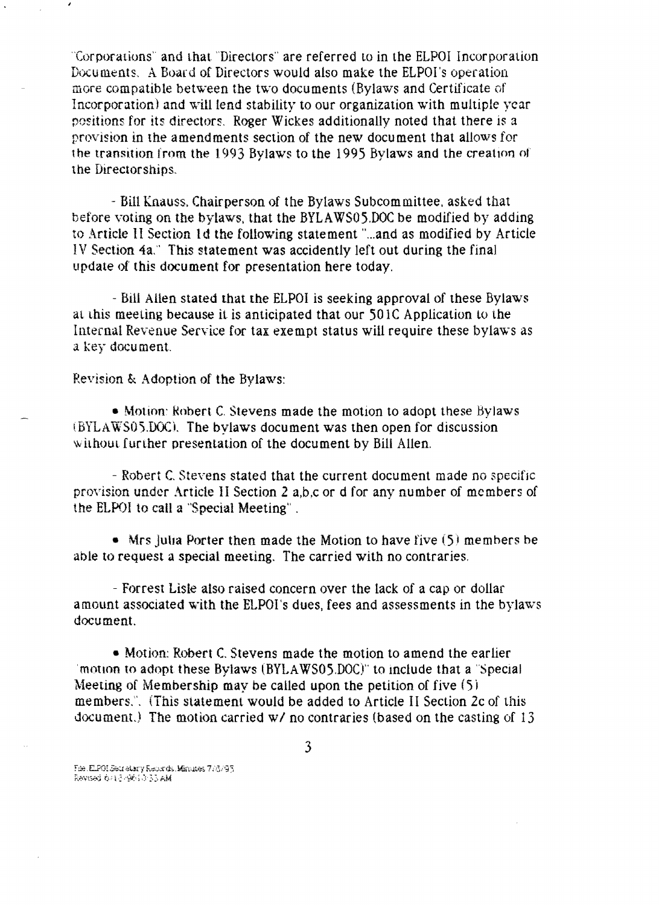"Corporations" and that "Directors" are referred to in the ELPOI Incorporation Documents. A Board of Directors would also make the ELPOI's operation more compatible between the two documents (Bylaws and Certificate of Incorporation) and will lend stability to our organization with multiple year positions for its directors. Roger Wickes additionally noted that there is a provision in the amendments section of the new document that allows for the transition from the 1993 Bylaws to the 1995 Bylaws and the creation of the Directorships.

- Bill Knauss, Chairperson of the Bylaws Subcommittee, asked that before voting on the bylaws, that the BYLAWS05.DOC be modified by adding to Article II Section 1d the following statement "...and as modified by Article IV Section 4a." This statement was accidently left out during the final update of this document for presentation here today.

- Bill Allen stated that the ELPOI is seeking approval of these Bylaws at this meeting because it is anticipated that our 501C Application to the Internal Revenue Service for tax exempt status will require these bylaws as a key document.

Revision & Adoption of the Bylaws:

- Motion: Robert C. Stevens made the motion to adopt these Bylaws (BYLAWS05.DOC). The bylaws document was then open for discussion without further presentation of the document by Bill Allen.

- Robert C. Stevens stated that the current document made no specific provision under Article II Section 2 a,b,c or d for any number of members of the ELPOI to call a "Special Meeting".

- Mrs Julia Porter then made the Motion to have five (5) members be able to request a special meeting. The carried with no contraries.

- Forrest Lisle also raised concern over the lack of a cap or dollar amount associated with the ELPOI's dues, fees and assessments in the bylaws document.

- Motion: Robert C. Stevens made the motion to amend the earlier "motion to adopt these Bylaws (BYLAWS05.DOC)" to include that a "Special Meeting of Membership may be called upon the petition of five (5) members.". (This statement would be added to Article II Section 2c of this document.) The motion carried w/ no contraries (based on the casting of 13

File: ELPOI Secretary Records. Minutes 7/8/95
Revised 6/13/96 10:33 AM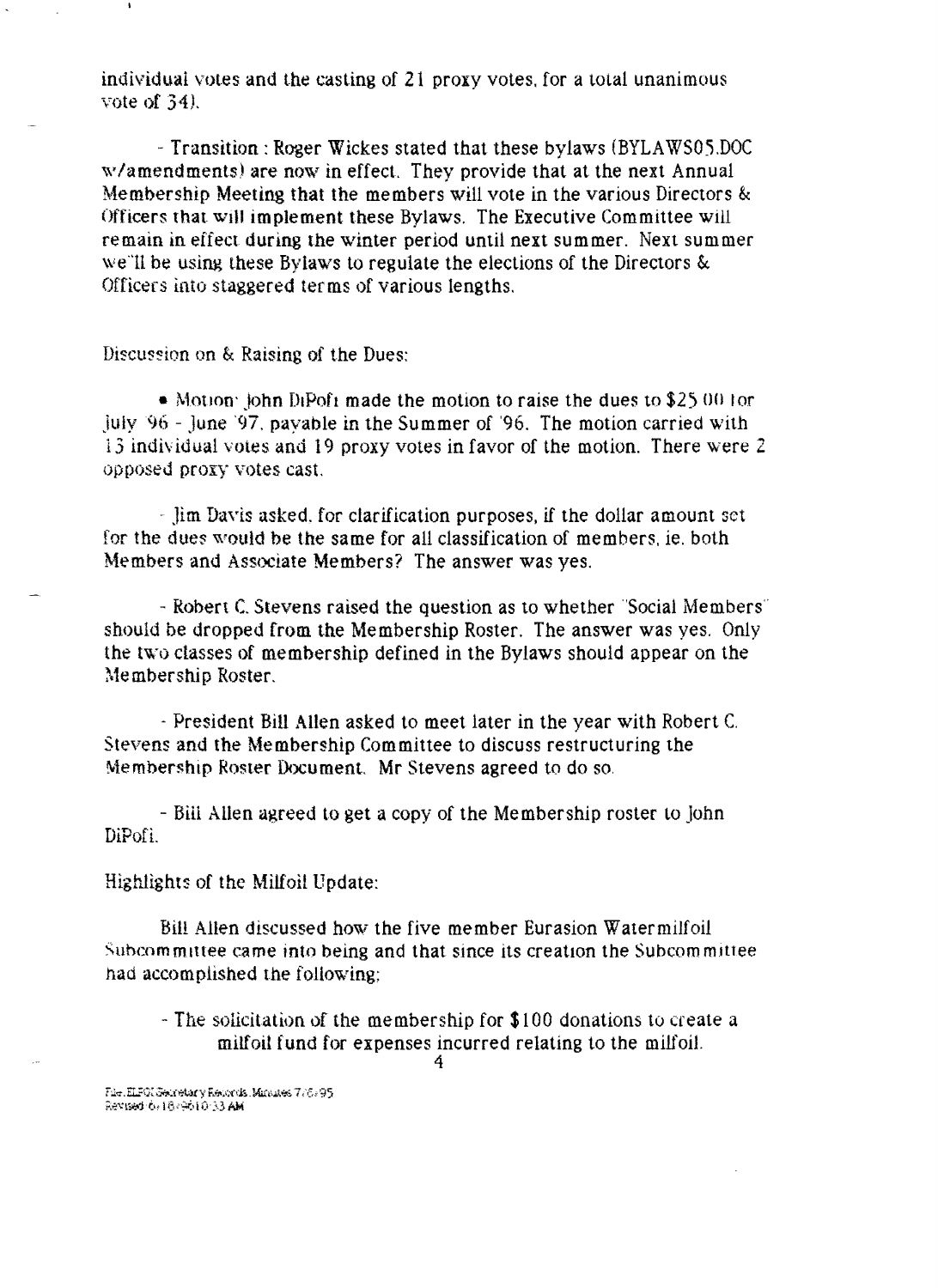individual votes and the casting of 21 proxy votes, for a total unanimous vote of 34).

- Transition : Roger Wickes stated that these bylaws (BYLAWS05.DOC w/amendments) are now in effect. They provide that at the next Annual Membership Meeting that the members will vote in the various Directors & Officers that will implement these Bylaws. The Executive Committee will remain in effect during the winter period until next summer. Next summer we'll be using these Bylaws to regulate the elections of the Directors & Officers into staggered terms of various lengths.

Discussion on & Raising of the Dues:

- Motion: John DiPofi made the motion to raise the dues to $25.00 for July '96 - June '97, payable in the Summer of '96. The motion carried with 13 individual votes and 19 proxy votes in favor of the motion. There were 2 opposed proxy votes cast.

- Jim Davis asked, for clarification purposes, if the dollar amount set for the dues would be the same for all classification of members, ie. both Members and Associate Members? The answer was yes.

- Robert C. Stevens raised the question as to whether "Social Members" should be dropped from the Membership Roster. The answer was yes. Only the two classes of membership defined in the Bylaws should appear on the Membership Roster.

- President Bill Allen asked to meet later in the year with Robert C. Stevens and the Membership Committee to discuss restructuring the Membership Roster Document. Mr Stevens agreed to do so.

- Bill Allen agreed to get a copy of the Membership roster to John DiPofi.

Highlights of the Milfoil Update:

Bill Allen discussed how the five member Eurasion Watermilfoil Subcommittee came into being and that since its creation the Subcommittee had accomplished the following:

- The solicitation of the membership for $100 donations to create a milfoil fund for expenses incurred relating to the milfoil.

File: ELFOI Secretary Records. Minutes 7/6/95
Revised 6/18/96 10:33 AM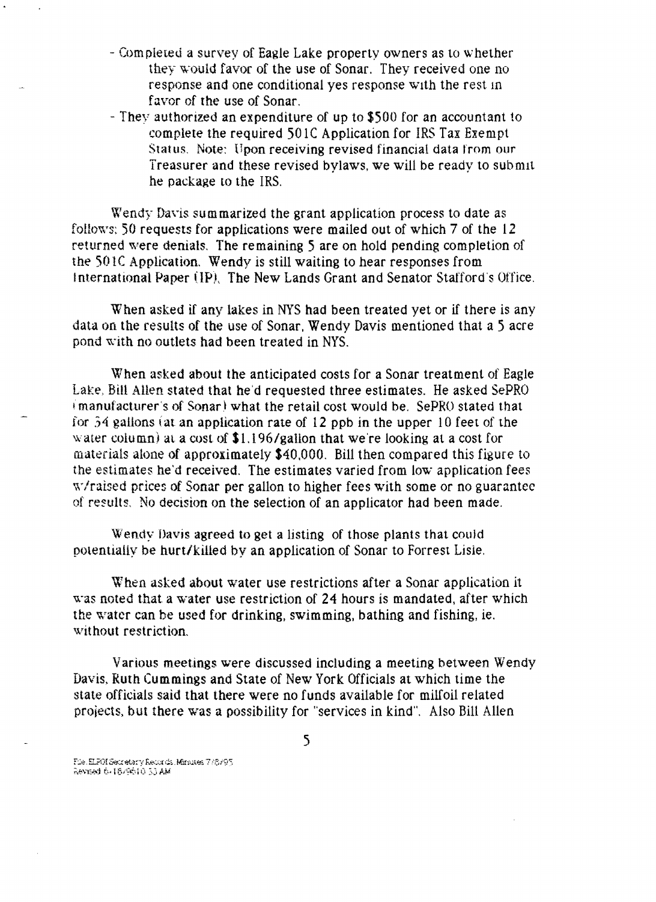- Completed a survey of Eagle Lake property owners as to whether they would favor of the use of Sonar. They received one no response and one conditional yes response with the rest in favor of the use of Sonar.
- They authorized an expenditure of up to $500 for an accountant to complete the required 501C Application for IRS Tax Exempt Status. Note: Upon receiving revised financial data from our Treasurer and these revised bylaws, we will be ready to submit he package to the IRS.

Wendy Davis summarized the grant application process to date as follows: 50 requests for applications were mailed out of which 7 of the 12 returned were denials. The remaining 5 are on hold pending completion of the 501C Application. Wendy is still waiting to hear responses from International Paper (IP), The New Lands Grant and Senator Stafford's Office.

When asked if any lakes in NYS had been treated yet or if there is any data on the results of the use of Sonar, Wendy Davis mentioned that a 5 acre pond with no outlets had been treated in NYS.

When asked about the anticipated costs for a Sonar treatment of Eagle Lake, Bill Allen stated that he'd requested three estimates. He asked SePRO (manufacturer's of Sonar) what the retail cost would be. SePRO stated that for 34 gallons (at an application rate of 12 ppb in the upper 10 feet of the water column) at a cost of $1,196/gallon that we're looking at a cost for materials alone of approximately $40,000. Bill then compared this figure to the estimates he'd received. The estimates varied from low application fees w/raised prices of Sonar per gallon to higher fees with some or no guarantee of results. No decision on the selection of an applicator had been made.

Wendy Davis agreed to get a listing of those plants that could potentially be hurt/killed by an application of Sonar to Forrest Lisle.

When asked about water use restrictions after a Sonar application it was noted that a water use restriction of 24 hours is mandated, after which the water can be used for drinking, swimming, bathing and fishing, ie. without restriction.

Various meetings were discussed including a meeting between Wendy Davis, Ruth Cummings and State of New York Officials at which time the state officials said that there were no funds available for milfoil related projects, but there was a possibility for "services in kind". Also Bill Allen

File: ELPOI Secretary Records: Minutes 7/8/95
Revised 6/18/96 10:33 AM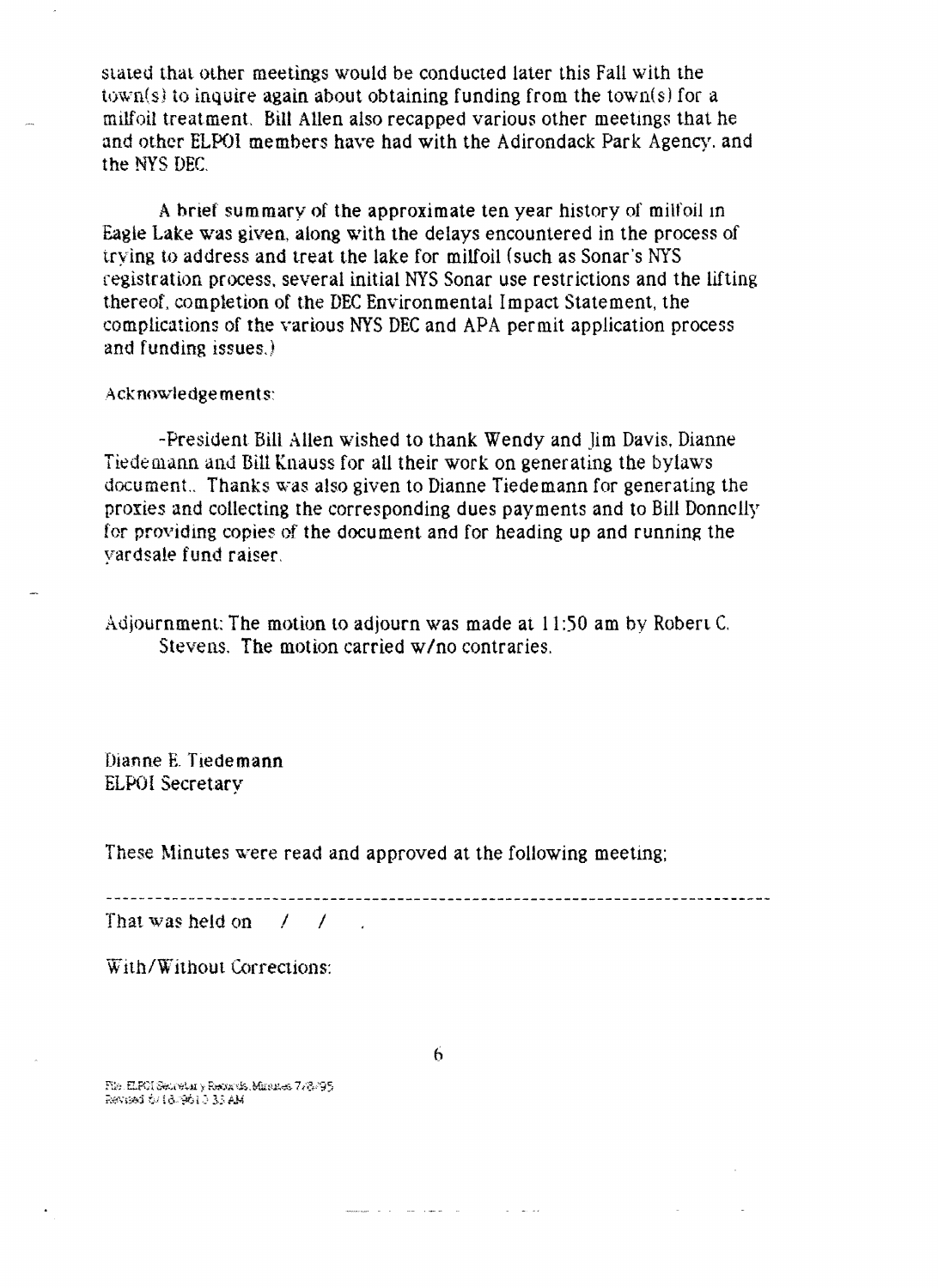stated that other meetings would be conducted later this Fall with the town(s) to inquire again about obtaining funding from the town(s) for a milfoil treatment. Bill Allen also recapped various other meetings that he and other ELPOI members have had with the Adirondack Park Agency, and the NYS DEC.

A brief summary of the approximate ten year history of milfoil in Eagle Lake was given, along with the delays encountered in the process of trying to address and treat the lake for milfoil (such as Sonar's NYS registration process, several initial NYS Sonar use restrictions and the lifting thereof, completion of the DEC Environmental Impact Statement, the complications of the various NYS DEC and APA permit application process and funding issues.)

Acknowledgements:

-President Bill Allen wished to thank Wendy and Jim Davis, Dianne Tiedemann and Bill Knauss for all their work on generating the bylaws document.. Thanks was also given to Dianne Tiedemann for generating the proxies and collecting the corresponding dues payments and to Bill Donnelly for providing copies of the document and for heading up and running the yardsale fund raiser.

Adjournment: The motion to adjourn was made at 11:50 am by Robert C. Stevens. The motion carried w/no contraries.

Dianne E. Tiedemann
ELPOI Secretary

These Minutes were read and approved at the following meeting:

---

That was held on / / .

With/Without Corrections:

File: ELPOI Secretary Records.Minutes 7/8/95
Revised 6/18/96 10:33 AM